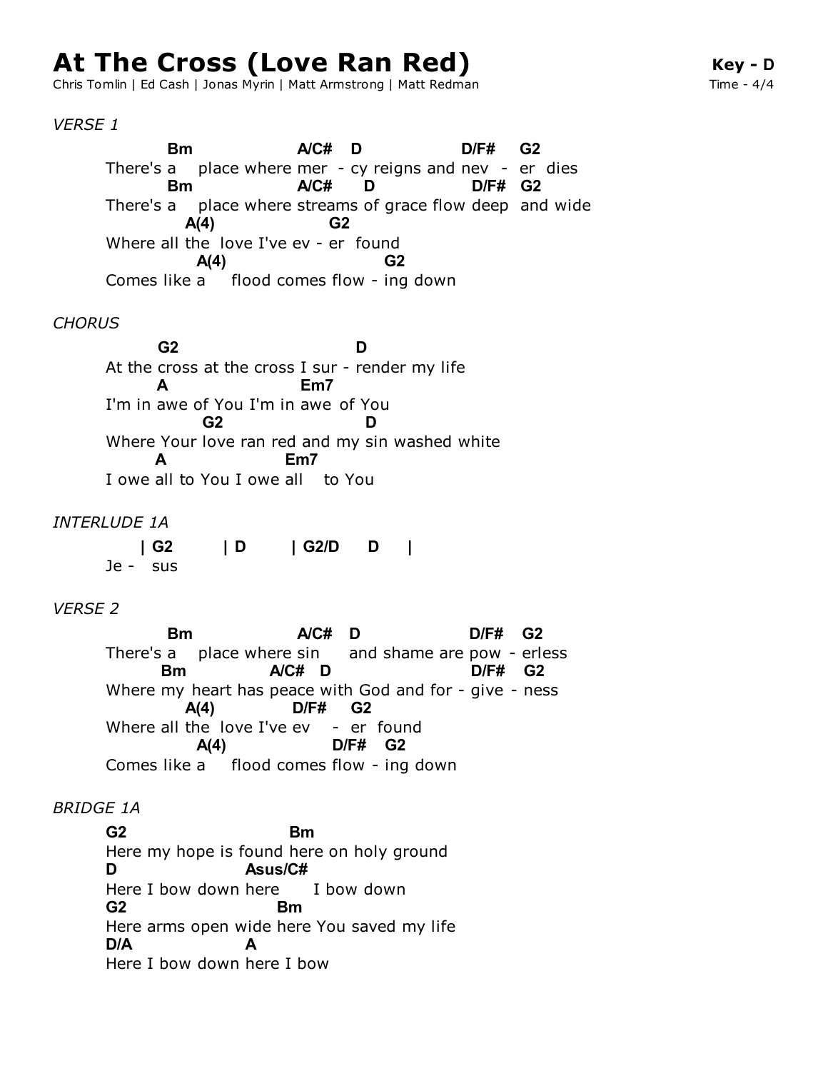# At The Cross (Love Ran Red)

Chris Tomlin | Ed Cash | Jonas Myrin | Matt Armstrong | Matt Redman

**Key - D**
Time - 4/4

*VERSE 1*

```
         Bm                A/C#   D                D/F#    G2
There's a    place where mer  - cy reigns and nev  -  er  dies
         Bm                A/C#      D               D/F#  G2
There's a    place where streams of grace flow deep  and wide
           A(4)                 G2
Where all the  love I've ev - er  found
             A(4)                    G2
Comes like a     flood comes flow - ing down
```

*CHORUS*

```
          G2                          D
At the cross at the cross I sur - render my life
          A                  Em7
I'm in awe of You I'm in awe  of You
              G2                       D
Where Your love ran red and my sin washed white
         A                 Em7
I owe all to You I owe all    to You
```

*INTERLUDE 1A*

```
      | G2        | D       | G2/D     D     |
Je -   sus
```

*VERSE 2*

```
         Bm                A/C#   D                  D/F#    G2
There's a    place where sin      and shame are pow - erless
        Bm              A/C#  D                       D/F#    G2
Where my heart has peace with God and for - give - ness
           A(4)           D/F#     G2
Where all the  love I've ev    -  er  found
             A(4)              D/F#   G2
Comes like a     flood comes flow - ing down
```

*BRIDGE 1A*

```
G2                          Bm
Here my hope is found here on holy ground
D                      Asus/C#
Here I bow down here       I bow down
G2                       Bm
Here arms open wide here You saved my life
D/A                    A
Here I bow down here I bow
```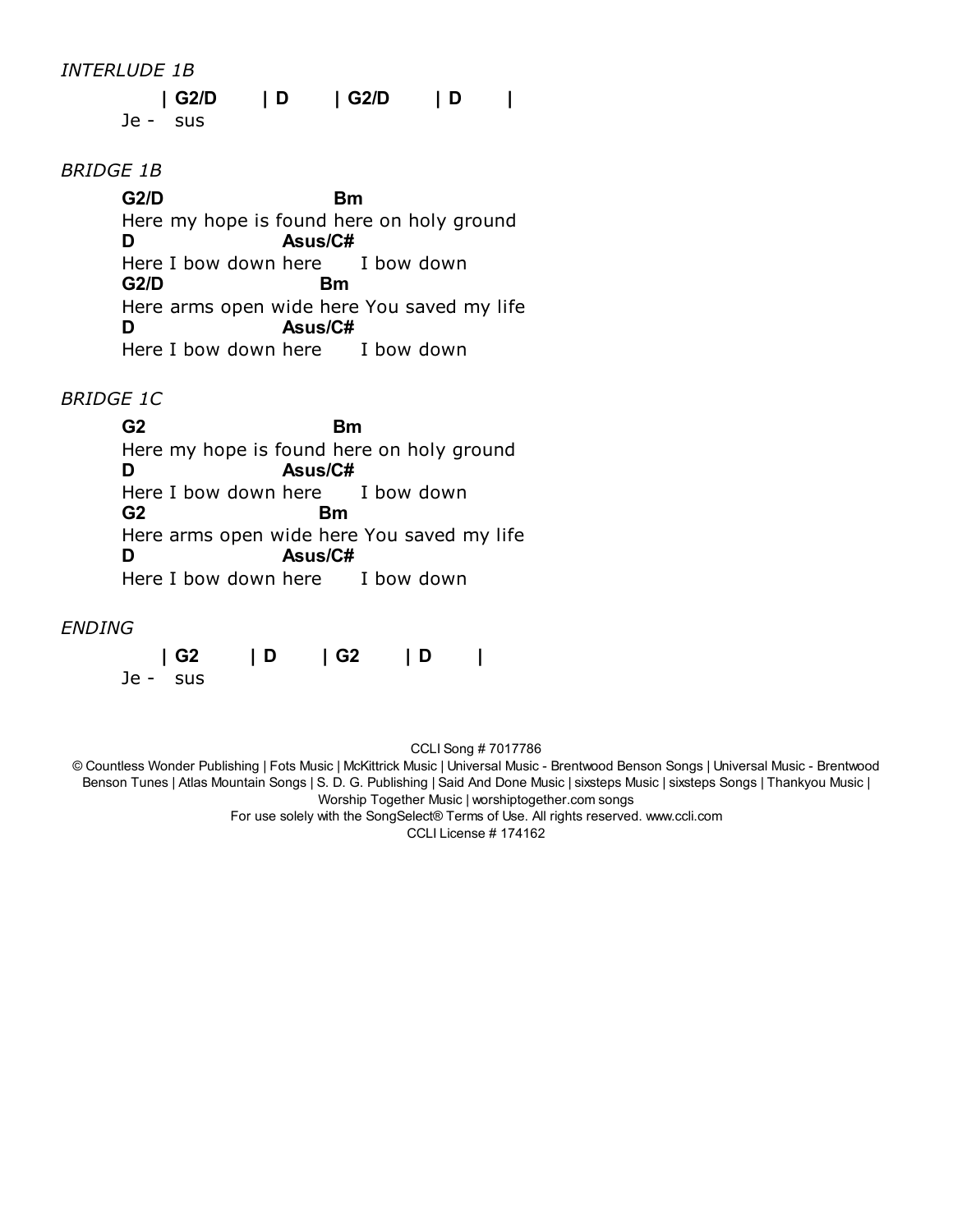*INTERLUDE 1B*

```
      | G2/D      | D      | G2/D      | D      |
Je -   sus
```

*BRIDGE 1B*

```
G2/D                     Bm
Here my hope is found here on holy ground
D                 Asus/C#
Here I bow down here      I bow down
G2/D                   Bm
Here arms open wide here You saved my life
D                 Asus/C#
Here I bow down here      I bow down
```

*BRIDGE 1C*

```
G2                       Bm
Here my hope is found here on holy ground
D                 Asus/C#
Here I bow down here      I bow down
G2                     Bm
Here arms open wide here You saved my life
D                 Asus/C#
Here I bow down here      I bow down
```

*ENDING*

```
      | G2      | D      | G2      | D      |
Je -   sus
```

CCLI Song # 7017786

© Countless Wonder Publishing | Fots Music | McKittrick Music | Universal Music - Brentwood Benson Songs | Universal Music - Brentwood Benson Tunes | Atlas Mountain Songs | S. D. G. Publishing | Said And Done Music | sixsteps Music | sixsteps Songs | Thankyou Music | Worship Together Music | worshiptogether.com songs

For use solely with the SongSelect® Terms of Use. All rights reserved. www.ccli.com

CCLI License # 174162